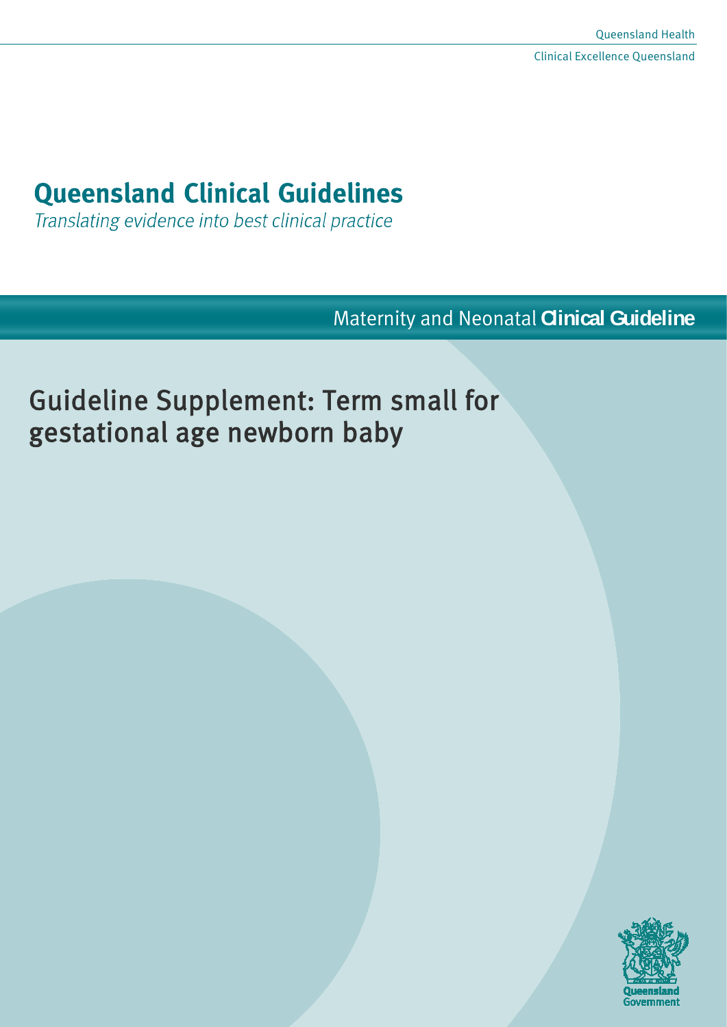Queensland Health

Clinical Excellence Queensland

# Queensland Clinical Guidelines

*Translating evidence into best clinical practice*

Maternity and Neonatal **Clinical Guideline**

# Guideline Supplement: Term small for gestational age newborn baby

Queensland Government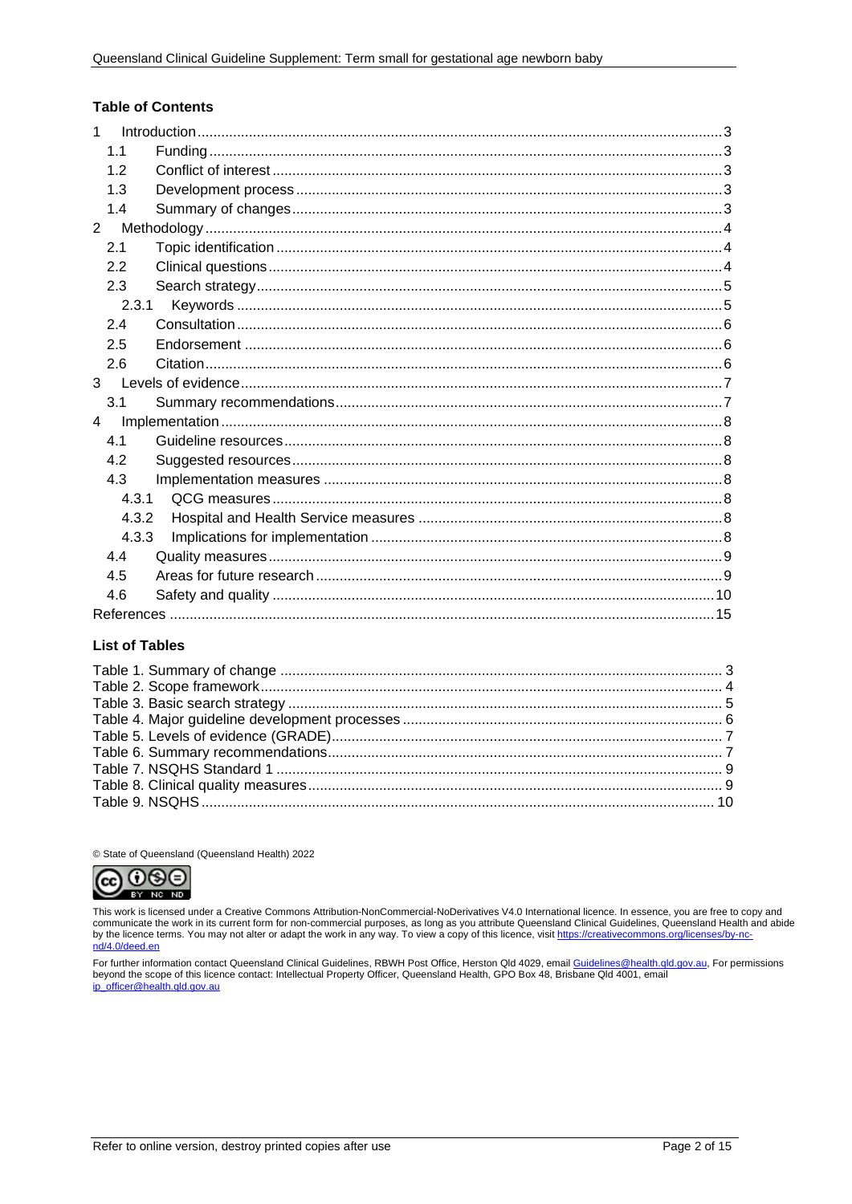## Table of Contents

| | | |
|---|---|---|
| 1 | Introduction | 3 |
| 1.1 | Funding | 3 |
| 1.2 | Conflict of interest | 3 |
| 1.3 | Development process | 3 |
| 1.4 | Summary of changes | 3 |
| 2 | Methodology | 4 |
| 2.1 | Topic identification | 4 |
| 2.2 | Clinical questions | 4 |
| 2.3 | Search strategy | 5 |
| 2.3.1 | Keywords | 5 |
| 2.4 | Consultation | 6 |
| 2.5 | Endorsement | 6 |
| 2.6 | Citation | 6 |
| 3 | Levels of evidence | 7 |
| 3.1 | Summary recommendations | 7 |
| 4 | Implementation | 8 |
| 4.1 | Guideline resources | 8 |
| 4.2 | Suggested resources | 8 |
| 4.3 | Implementation measures | 8 |
| 4.3.1 | QCG measures | 8 |
| 4.3.2 | Hospital and Health Service measures | 8 |
| 4.3.3 | Implications for implementation | 8 |
| 4.4 | Quality measures | 9 |
| 4.5 | Areas for future research | 9 |
| 4.6 | Safety and quality | 10 |
| | References | 15 |

## List of Tables

| | |
|---|---|
| Table 1. Summary of change | 3 |
| Table 2. Scope framework | 4 |
| Table 3. Basic search strategy | 5 |
| Table 4. Major guideline development processes | 6 |
| Table 5. Levels of evidence (GRADE) | 7 |
| Table 6. Summary recommendations | 7 |
| Table 7. NSQHS Standard 1 | 9 |
| Table 8. Clinical quality measures | 9 |
| Table 9. NSQHS | 10 |

© State of Queensland (Queensland Health) 2022

This work is licensed under a Creative Commons Attribution-NonCommercial-NoDerivatives V4.0 International licence. In essence, you are free to copy and communicate the work in its current form for non-commercial purposes, as long as you attribute Queensland Clinical Guidelines, Queensland Health and abide by the licence terms. You may not alter or adapt the work in any way. To view a copy of this licence, visit https://creativecommons.org/licenses/by-nc-nd/4.0/deed.en

For further information contact Queensland Clinical Guidelines, RBWH Post Office, Herston Qld 4029, email Guidelines@health.qld.gov.au, For permissions beyond the scope of this licence contact: Intellectual Property Officer, Queensland Health, GPO Box 48, Brisbane Qld 4001, email ip_officer@health.qld.gov.au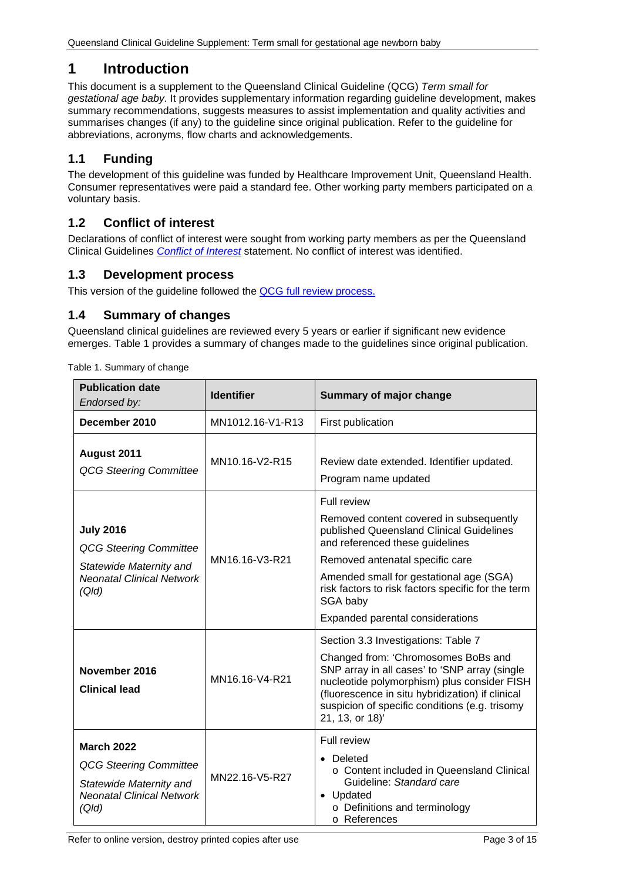# 1 Introduction

This document is a supplement to the Queensland Clinical Guideline (QCG) *Term small for gestational age baby*. It provides supplementary information regarding guideline development, makes summary recommendations, suggests measures to assist implementation and quality activities and summarises changes (if any) to the guideline since original publication. Refer to the guideline for abbreviations, acronyms, flow charts and acknowledgements.

## 1.1 Funding

The development of this guideline was funded by Healthcare Improvement Unit, Queensland Health. Consumer representatives were paid a standard fee. Other working party members participated on a voluntary basis.

## 1.2 Conflict of interest

Declarations of conflict of interest were sought from working party members as per the Queensland Clinical Guidelines *Conflict of Interest* statement. No conflict of interest was identified.

## 1.3 Development process

This version of the guideline followed the QCG full review process.

## 1.4 Summary of changes

Queensland clinical guidelines are reviewed every 5 years or earlier if significant new evidence emerges. Table 1 provides a summary of changes made to the guidelines since original publication.

Table 1. Summary of change

| **Publication date** *Endorsed by:* | **Identifier** | **Summary of major change** |
|---|---|---|
| **December 2010** | MN1012.16-V1-R13 | First publication |
| **August 2011** *QCG Steering Committee* | MN10.16-V2-R15 | Review date extended. Identifier updated. Program name updated |
| **July 2016** *QCG Steering Committee* *Statewide Maternity and Neonatal Clinical Network (Qld)* | MN16.16-V3-R21 | Full review<br>Removed content covered in subsequently published Queensland Clinical Guidelines and referenced these guidelines<br>Removed antenatal specific care<br>Amended small for gestational age (SGA) risk factors to risk factors specific for the term SGA baby<br>Expanded parental considerations |
| **November 2016** **Clinical lead** | MN16.16-V4-R21 | Section 3.3 Investigations: Table 7<br>Changed from: 'Chromosomes BoBs and SNP array in all cases' to 'SNP array (single nucleotide polymorphism) plus consider FISH (fluorescence in situ hybridization) if clinical suspicion of specific conditions (e.g. trisomy 21, 13, or 18)' |
| **March 2022** *QCG Steering Committee* *Statewide Maternity and Neonatal Clinical Network (Qld)* | MN22.16-V5-R27 | Full review<br>• Deleted<br>  o Content included in Queensland Clinical Guideline: *Standard care*<br>• Updated<br>  o Definitions and terminology<br>  o References |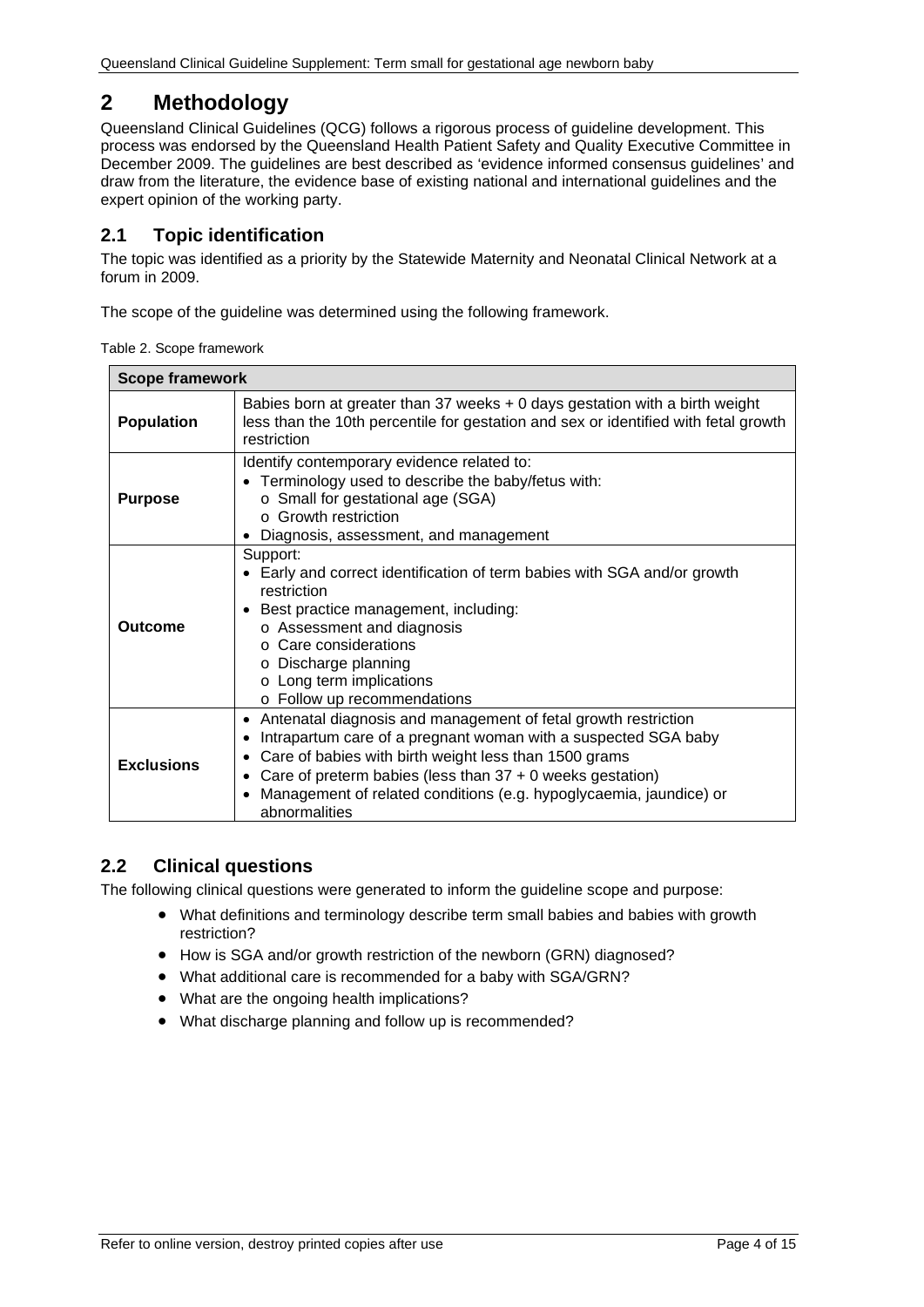# 2 Methodology

Queensland Clinical Guidelines (QCG) follows a rigorous process of guideline development. This process was endorsed by the Queensland Health Patient Safety and Quality Executive Committee in December 2009. The guidelines are best described as 'evidence informed consensus guidelines' and draw from the literature, the evidence base of existing national and international guidelines and the expert opinion of the working party.

## 2.1 Topic identification

The topic was identified as a priority by the Statewide Maternity and Neonatal Clinical Network at a forum in 2009.

The scope of the guideline was determined using the following framework.

Table 2. Scope framework

| Scope framework | |
|---|---|
| **Population** | Babies born at greater than 37 weeks + 0 days gestation with a birth weight less than the 10th percentile for gestation and sex or identified with fetal growth restriction |
| **Purpose** | Identify contemporary evidence related to:<br>• Terminology used to describe the baby/fetus with:<br>  o Small for gestational age (SGA)<br>  o Growth restriction<br>• Diagnosis, assessment, and management |
| **Outcome** | Support:<br>• Early and correct identification of term babies with SGA and/or growth restriction<br>• Best practice management, including:<br>  o Assessment and diagnosis<br>  o Care considerations<br>  o Discharge planning<br>  o Long term implications<br>  o Follow up recommendations |
| **Exclusions** | • Antenatal diagnosis and management of fetal growth restriction<br>• Intrapartum care of a pregnant woman with a suspected SGA baby<br>• Care of babies with birth weight less than 1500 grams<br>• Care of preterm babies (less than 37 + 0 weeks gestation)<br>• Management of related conditions (e.g. hypoglycaemia, jaundice) or abnormalities |

## 2.2 Clinical questions

The following clinical questions were generated to inform the guideline scope and purpose:

- What definitions and terminology describe term small babies and babies with growth restriction?
- How is SGA and/or growth restriction of the newborn (GRN) diagnosed?
- What additional care is recommended for a baby with SGA/GRN?
- What are the ongoing health implications?
- What discharge planning and follow up is recommended?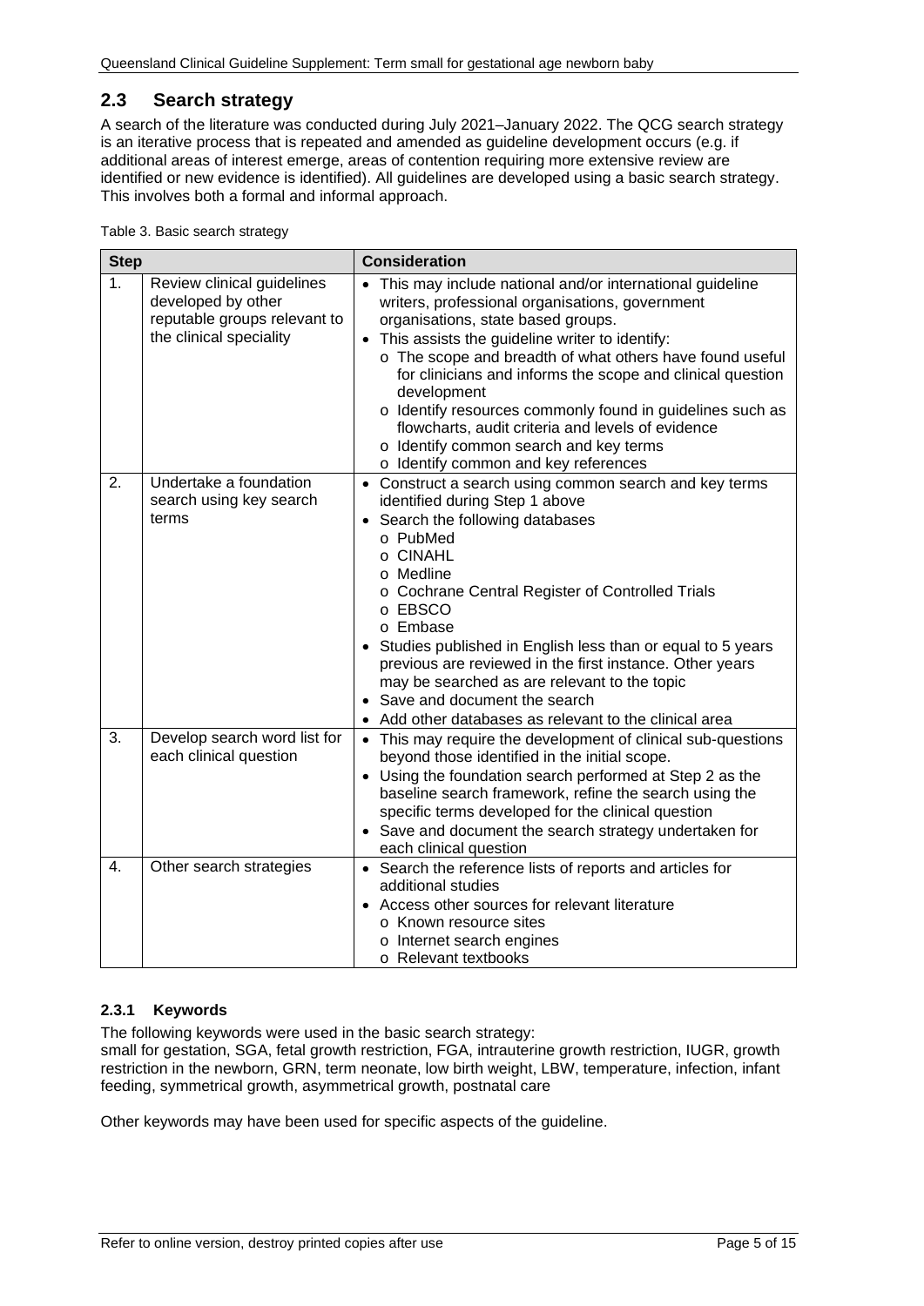## 2.3 Search strategy

A search of the literature was conducted during July 2021–January 2022. The QCG search strategy is an iterative process that is repeated and amended as guideline development occurs (e.g. if additional areas of interest emerge, areas of contention requiring more extensive review are identified or new evidence is identified). All guidelines are developed using a basic search strategy. This involves both a formal and informal approach.

Table 3. Basic search strategy

| Step | | Consideration |
|---|---|---|
| 1. | Review clinical guidelines developed by other reputable groups relevant to the clinical speciality | • This may include national and/or international guideline writers, professional organisations, government organisations, state based groups.<br>• This assists the guideline writer to identify:<br>o The scope and breadth of what others have found useful for clinicians and informs the scope and clinical question development<br>o Identify resources commonly found in guidelines such as flowcharts, audit criteria and levels of evidence<br>o Identify common search and key terms<br>o Identify common and key references |
| 2. | Undertake a foundation search using key search terms | • Construct a search using common search and key terms identified during Step 1 above<br>• Search the following databases<br>o PubMed<br>o CINAHL<br>o Medline<br>o Cochrane Central Register of Controlled Trials<br>o EBSCO<br>o Embase<br>• Studies published in English less than or equal to 5 years previous are reviewed in the first instance. Other years may be searched as are relevant to the topic<br>• Save and document the search<br>• Add other databases as relevant to the clinical area |
| 3. | Develop search word list for each clinical question | • This may require the development of clinical sub-questions beyond those identified in the initial scope.<br>• Using the foundation search performed at Step 2 as the baseline search framework, refine the search using the specific terms developed for the clinical question<br>• Save and document the search strategy undertaken for each clinical question |
| 4. | Other search strategies | • Search the reference lists of reports and articles for additional studies<br>• Access other sources for relevant literature<br>o Known resource sites<br>o Internet search engines<br>o Relevant textbooks |

### 2.3.1 Keywords

The following keywords were used in the basic search strategy:
small for gestation, SGA, fetal growth restriction, FGA, intrauterine growth restriction, IUGR, growth restriction in the newborn, GRN, term neonate, low birth weight, LBW, temperature, infection, infant feeding, symmetrical growth, asymmetrical growth, postnatal care

Other keywords may have been used for specific aspects of the guideline.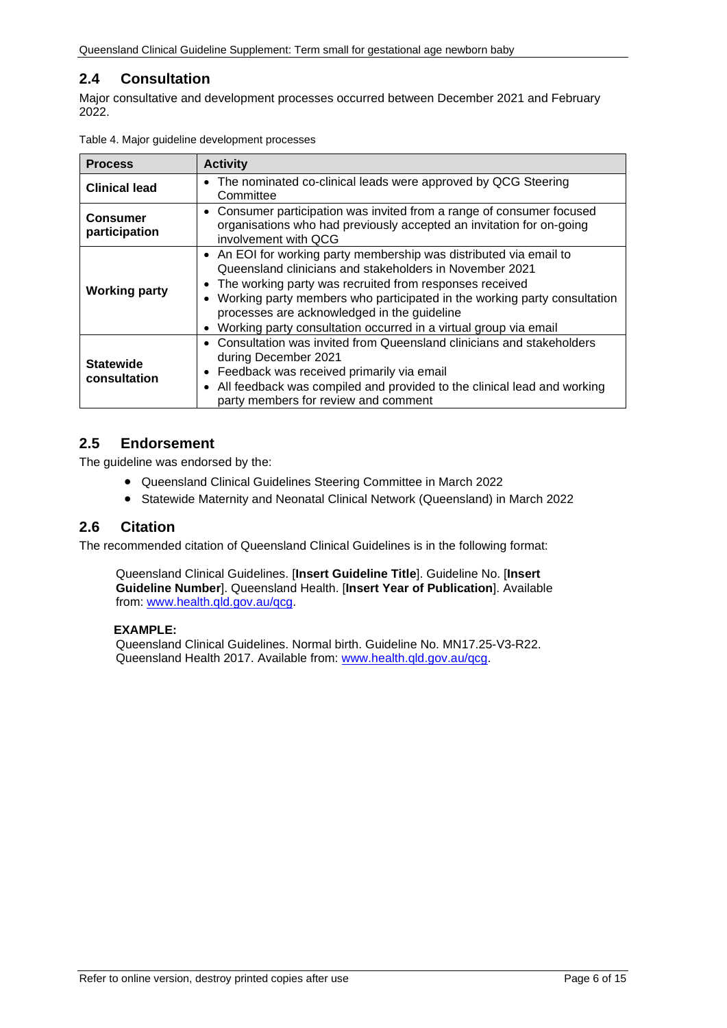## 2.4 Consultation

Major consultative and development processes occurred between December 2021 and February 2022.

Table 4. Major guideline development processes

| Process | Activity |
| --- | --- |
| **Clinical lead** | • The nominated co-clinical leads were approved by QCG Steering Committee |
| **Consumer participation** | • Consumer participation was invited from a range of consumer focused organisations who had previously accepted an invitation for on-going involvement with QCG |
| **Working party** | • An EOI for working party membership was distributed via email to Queensland clinicians and stakeholders in November 2021<br>• The working party was recruited from responses received<br>• Working party members who participated in the working party consultation processes are acknowledged in the guideline<br>• Working party consultation occurred in a virtual group via email |
| **Statewide consultation** | • Consultation was invited from Queensland clinicians and stakeholders during December 2021<br>• Feedback was received primarily via email<br>• All feedback was compiled and provided to the clinical lead and working party members for review and comment |

## 2.5 Endorsement

The guideline was endorsed by the:

- Queensland Clinical Guidelines Steering Committee in March 2022
- Statewide Maternity and Neonatal Clinical Network (Queensland) in March 2022

## 2.6 Citation

The recommended citation of Queensland Clinical Guidelines is in the following format:

> Queensland Clinical Guidelines. [**Insert Guideline Title**]. Guideline No. [**Insert Guideline Number**]. Queensland Health. [**Insert Year of Publication**]. Available from: www.health.qld.gov.au/qcg.

**EXAMPLE:**

> Queensland Clinical Guidelines. Normal birth. Guideline No. MN17.25-V3-R22. Queensland Health 2017. Available from: www.health.qld.gov.au/qcg.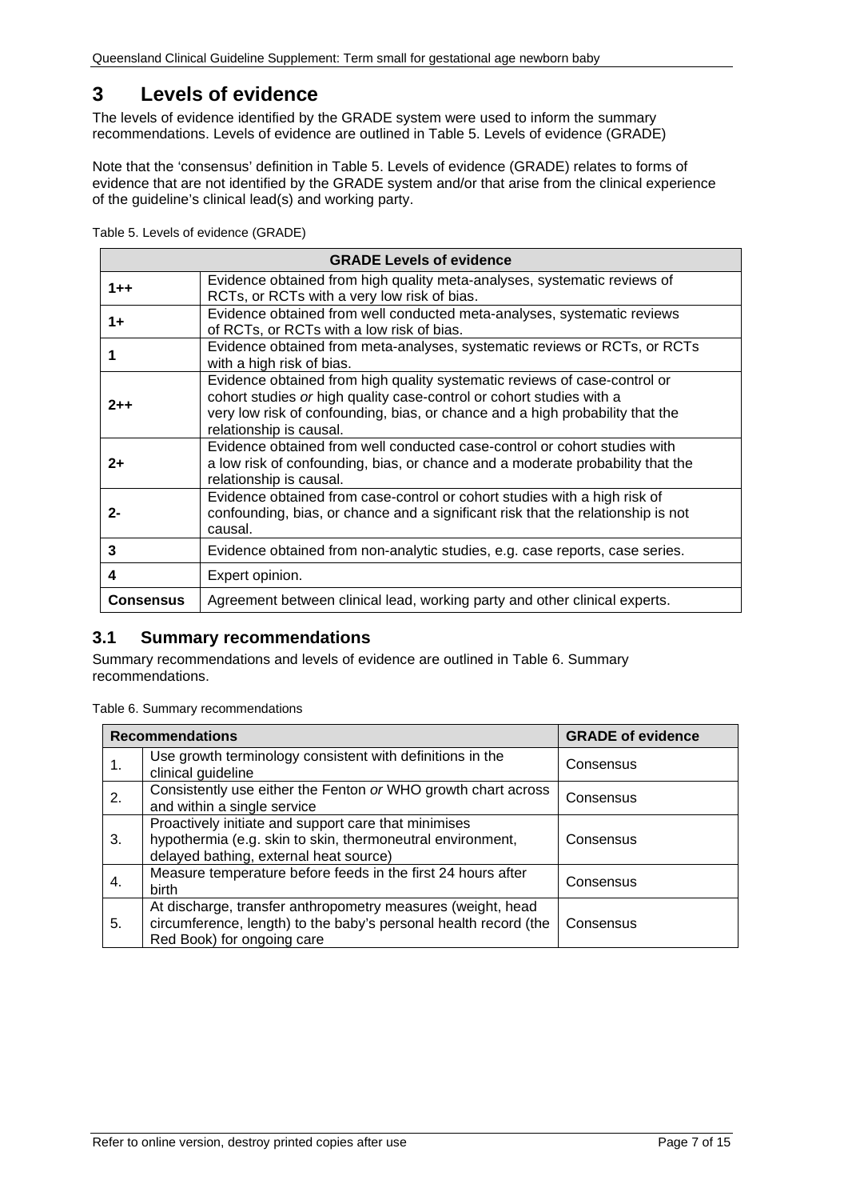# 3 Levels of evidence

The levels of evidence identified by the GRADE system were used to inform the summary recommendations. Levels of evidence are outlined in Table 5. Levels of evidence (GRADE)

Note that the 'consensus' definition in Table 5. Levels of evidence (GRADE) relates to forms of evidence that are not identified by the GRADE system and/or that arise from the clinical experience of the guideline's clinical lead(s) and working party.

Table 5. Levels of evidence (GRADE)

| GRADE Levels of evidence | |
|---|---|
| **1++** | Evidence obtained from high quality meta-analyses, systematic reviews of RCTs, or RCTs with a very low risk of bias. |
| **1+** | Evidence obtained from well conducted meta-analyses, systematic reviews of RCTs, or RCTs with a low risk of bias. |
| **1** | Evidence obtained from meta-analyses, systematic reviews or RCTs, or RCTs with a high risk of bias. |
| **2++** | Evidence obtained from high quality systematic reviews of case-control or cohort studies *or* high quality case-control or cohort studies with a very low risk of confounding, bias, or chance and a high probability that the relationship is causal. |
| **2+** | Evidence obtained from well conducted case-control or cohort studies with a low risk of confounding, bias, or chance and a moderate probability that the relationship is causal. |
| **2-** | Evidence obtained from case-control or cohort studies with a high risk of confounding, bias, or chance and a significant risk that the relationship is not causal. |
| **3** | Evidence obtained from non-analytic studies, e.g. case reports, case series. |
| **4** | Expert opinion. |
| **Consensus** | Agreement between clinical lead, working party and other clinical experts. |

## 3.1 Summary recommendations

Summary recommendations and levels of evidence are outlined in Table 6. Summary recommendations.

Table 6. Summary recommendations

| Recommendations | | GRADE of evidence |
|---|---|---|
| 1. | Use growth terminology consistent with definitions in the clinical guideline | Consensus |
| 2. | Consistently use either the Fenton *or* WHO growth chart across and within a single service | Consensus |
| 3. | Proactively initiate and support care that minimises hypothermia (e.g. skin to skin, thermoneutral environment, delayed bathing, external heat source) | Consensus |
| 4. | Measure temperature before feeds in the first 24 hours after birth | Consensus |
| 5. | At discharge, transfer anthropometry measures (weight, head circumference, length) to the baby's personal health record (the Red Book) for ongoing care | Consensus |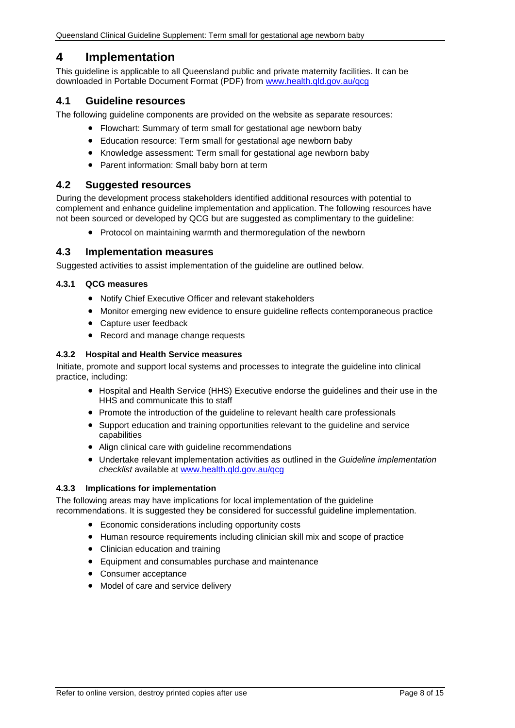# 4 Implementation

This guideline is applicable to all Queensland public and private maternity facilities. It can be downloaded in Portable Document Format (PDF) from www.health.qld.gov.au/qcg

## 4.1 Guideline resources

The following guideline components are provided on the website as separate resources:

- Flowchart: Summary of term small for gestational age newborn baby
- Education resource: Term small for gestational age newborn baby
- Knowledge assessment: Term small for gestational age newborn baby
- Parent information: Small baby born at term

## 4.2 Suggested resources

During the development process stakeholders identified additional resources with potential to complement and enhance guideline implementation and application. The following resources have not been sourced or developed by QCG but are suggested as complimentary to the guideline:

- Protocol on maintaining warmth and thermoregulation of the newborn

## 4.3 Implementation measures

Suggested activities to assist implementation of the guideline are outlined below.

### 4.3.1 QCG measures

- Notify Chief Executive Officer and relevant stakeholders
- Monitor emerging new evidence to ensure guideline reflects contemporaneous practice
- Capture user feedback
- Record and manage change requests

### 4.3.2 Hospital and Health Service measures

Initiate, promote and support local systems and processes to integrate the guideline into clinical practice, including:

- Hospital and Health Service (HHS) Executive endorse the guidelines and their use in the HHS and communicate this to staff
- Promote the introduction of the guideline to relevant health care professionals
- Support education and training opportunities relevant to the guideline and service capabilities
- Align clinical care with guideline recommendations
- Undertake relevant implementation activities as outlined in the *Guideline implementation checklist* available at www.health.qld.gov.au/qcg

### 4.3.3 Implications for implementation

The following areas may have implications for local implementation of the guideline recommendations. It is suggested they be considered for successful guideline implementation.

- Economic considerations including opportunity costs
- Human resource requirements including clinician skill mix and scope of practice
- Clinician education and training
- Equipment and consumables purchase and maintenance
- Consumer acceptance
- Model of care and service delivery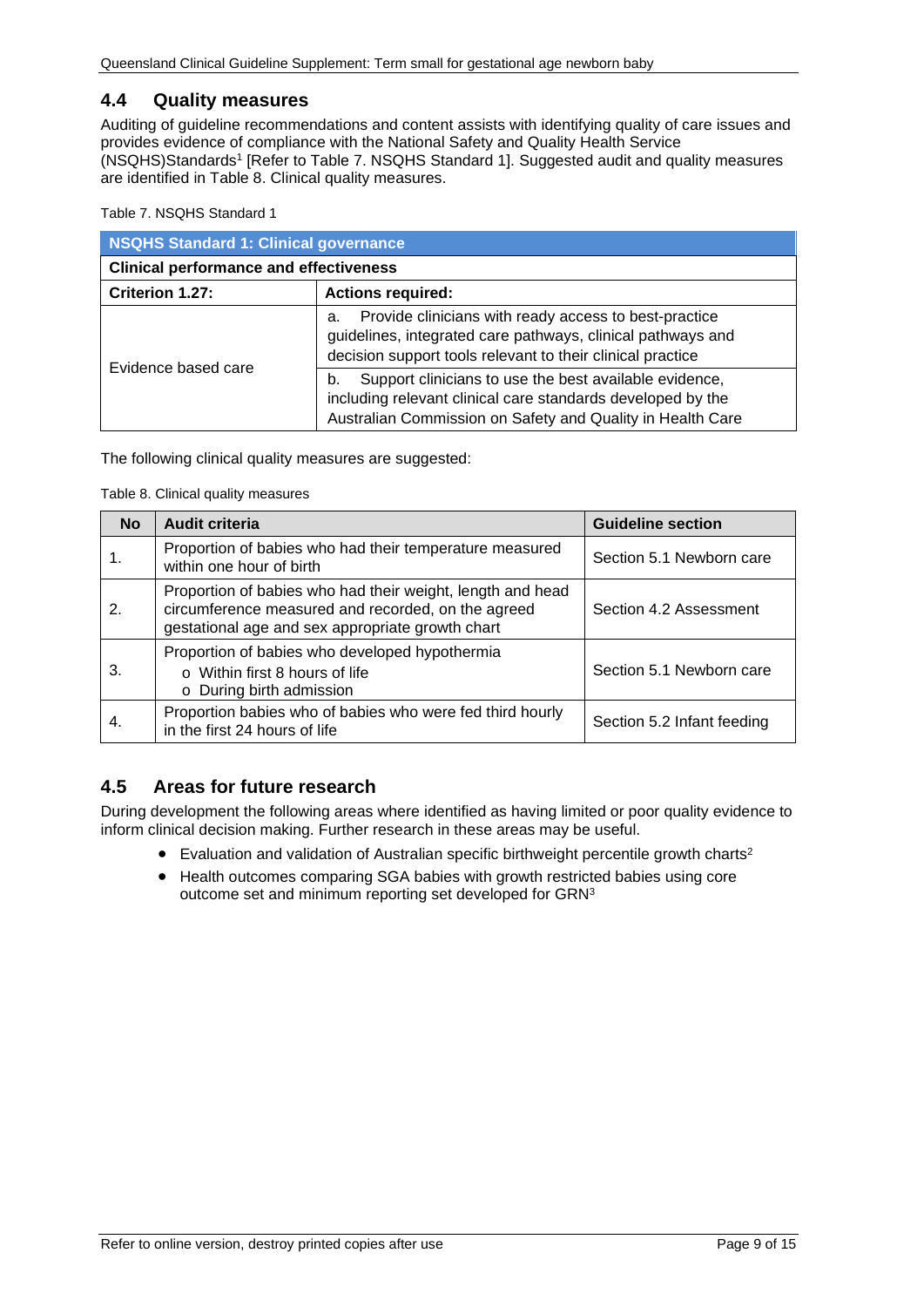## 4.4 Quality measures

Auditing of guideline recommendations and content assists with identifying quality of care issues and provides evidence of compliance with the National Safety and Quality Health Service (NSQHS)Standards[1] [Refer to Table 7. NSQHS Standard 1]. Suggested audit and quality measures are identified in Table 8. Clinical quality measures.

Table 7. NSQHS Standard 1

| NSQHS Standard 1: Clinical governance | |
|---|---|
| **Clinical performance and effectiveness** | |
| **Criterion 1.27:** | **Actions required:** |
| Evidence based care | a. Provide clinicians with ready access to best-practice guidelines, integrated care pathways, clinical pathways and decision support tools relevant to their clinical practice |
| | b. Support clinicians to use the best available evidence, including relevant clinical care standards developed by the Australian Commission on Safety and Quality in Health Care |

The following clinical quality measures are suggested:

Table 8. Clinical quality measures

| No | Audit criteria | Guideline section |
|---|---|---|
| 1. | Proportion of babies who had their temperature measured within one hour of birth | Section 5.1 Newborn care |
| 2. | Proportion of babies who had their weight, length and head circumference measured and recorded, on the agreed gestational age and sex appropriate growth chart | Section 4.2 Assessment |
| 3. | Proportion of babies who developed hypothermia<br>o Within first 8 hours of life<br>o During birth admission | Section 5.1 Newborn care |
| 4. | Proportion babies who of babies who were fed third hourly in the first 24 hours of life | Section 5.2 Infant feeding |

## 4.5 Areas for future research

During development the following areas where identified as having limited or poor quality evidence to inform clinical decision making. Further research in these areas may be useful.

- Evaluation and validation of Australian specific birthweight percentile growth charts[2]
- Health outcomes comparing SGA babies with growth restricted babies using core outcome set and minimum reporting set developed for GRN[3]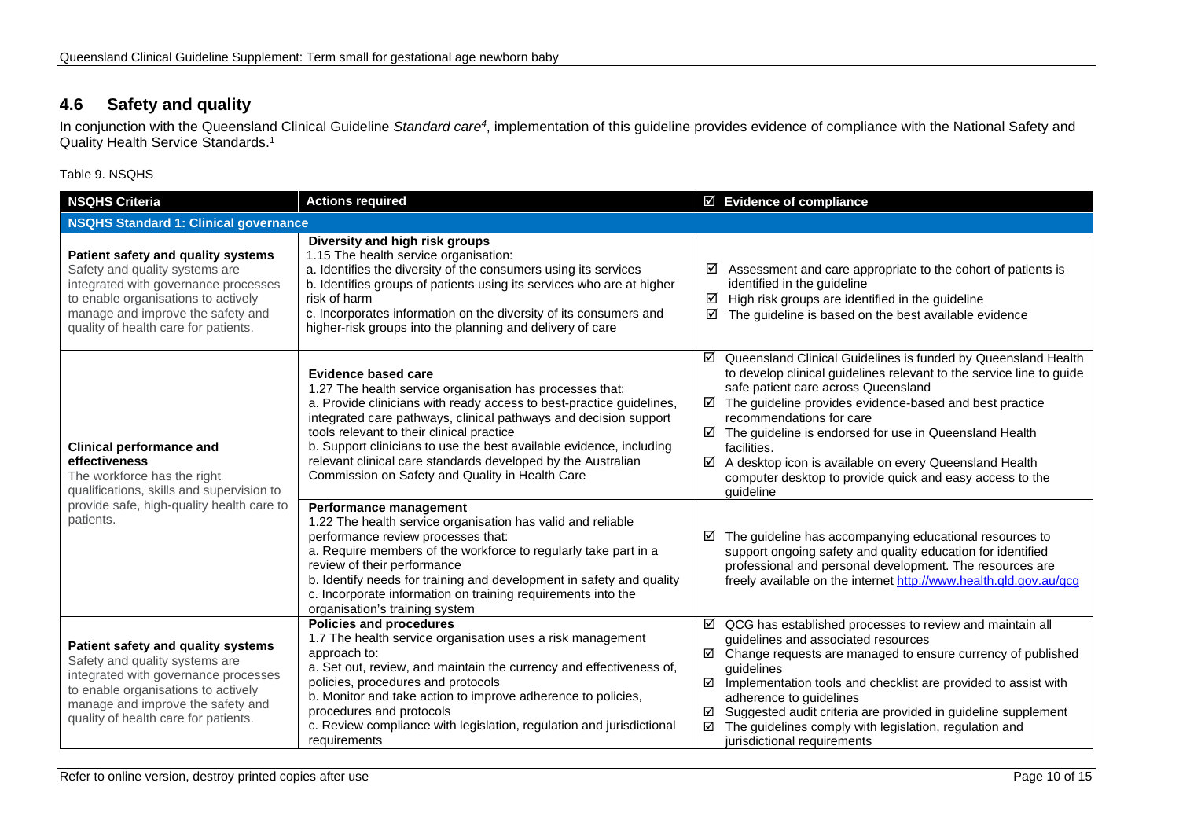## 4.6 Safety and quality

In conjunction with the Queensland Clinical Guideline *Standard care*[4], implementation of this guideline provides evidence of compliance with the National Safety and Quality Health Service Standards.[1]

Table 9. NSQHS

| NSQHS Criteria | Actions required | ☑ Evidence of compliance |
|---|---|---|
| **NSQHS Standard 1: Clinical governance** | | |
| **Patient safety and quality systems** Safety and quality systems are integrated with governance processes to enable organisations to actively manage and improve the safety and quality of health care for patients. | **Diversity and high risk groups** 1.15 The health service organisation: a. Identifies the diversity of the consumers using its services b. Identifies groups of patients using its services who are at higher risk of harm c. Incorporates information on the diversity of its consumers and higher-risk groups into the planning and delivery of care | ☑ Assessment and care appropriate to the cohort of patients is identified in the guideline ☑ High risk groups are identified in the guideline ☑ The guideline is based on the best available evidence |
| **Clinical performance and effectiveness** The workforce has the right qualifications, skills and supervision to provide safe, high-quality health care to patients. | **Evidence based care** 1.27 The health service organisation has processes that: a. Provide clinicians with ready access to best-practice guidelines, integrated care pathways, clinical pathways and decision support tools relevant to their clinical practice b. Support clinicians to use the best available evidence, including relevant clinical care standards developed by the Australian Commission on Safety and Quality in Health Care | ☑ Queensland Clinical Guidelines is funded by Queensland Health to develop clinical guidelines relevant to the service line to guide safe patient care across Queensland ☑ The guideline provides evidence-based and best practice recommendations for care ☑ The guideline is endorsed for use in Queensland Health facilities. ☑ A desktop icon is available on every Queensland Health computer desktop to provide quick and easy access to the guideline |
| | **Performance management** 1.22 The health service organisation has valid and reliable performance review processes that: a. Require members of the workforce to regularly take part in a review of their performance b. Identify needs for training and development in safety and quality c. Incorporate information on training requirements into the organisation's training system | ☑ The guideline has accompanying educational resources to support ongoing safety and quality education for identified professional and personal development. The resources are freely available on the internet http://www.health.qld.gov.au/qcg |
| **Patient safety and quality systems** Safety and quality systems are integrated with governance processes to enable organisations to actively manage and improve the safety and quality of health care for patients. | **Policies and procedures** 1.7 The health service organisation uses a risk management approach to: a. Set out, review, and maintain the currency and effectiveness of, policies, procedures and protocols b. Monitor and take action to improve adherence to policies, procedures and protocols c. Review compliance with legislation, regulation and jurisdictional requirements | ☑ QCG has established processes to review and maintain all guidelines and associated resources ☑ Change requests are managed to ensure currency of published guidelines ☑ Implementation tools and checklist are provided to assist with adherence to guidelines ☑ Suggested audit criteria are provided in guideline supplement ☑ The guidelines comply with legislation, regulation and jurisdictional requirements |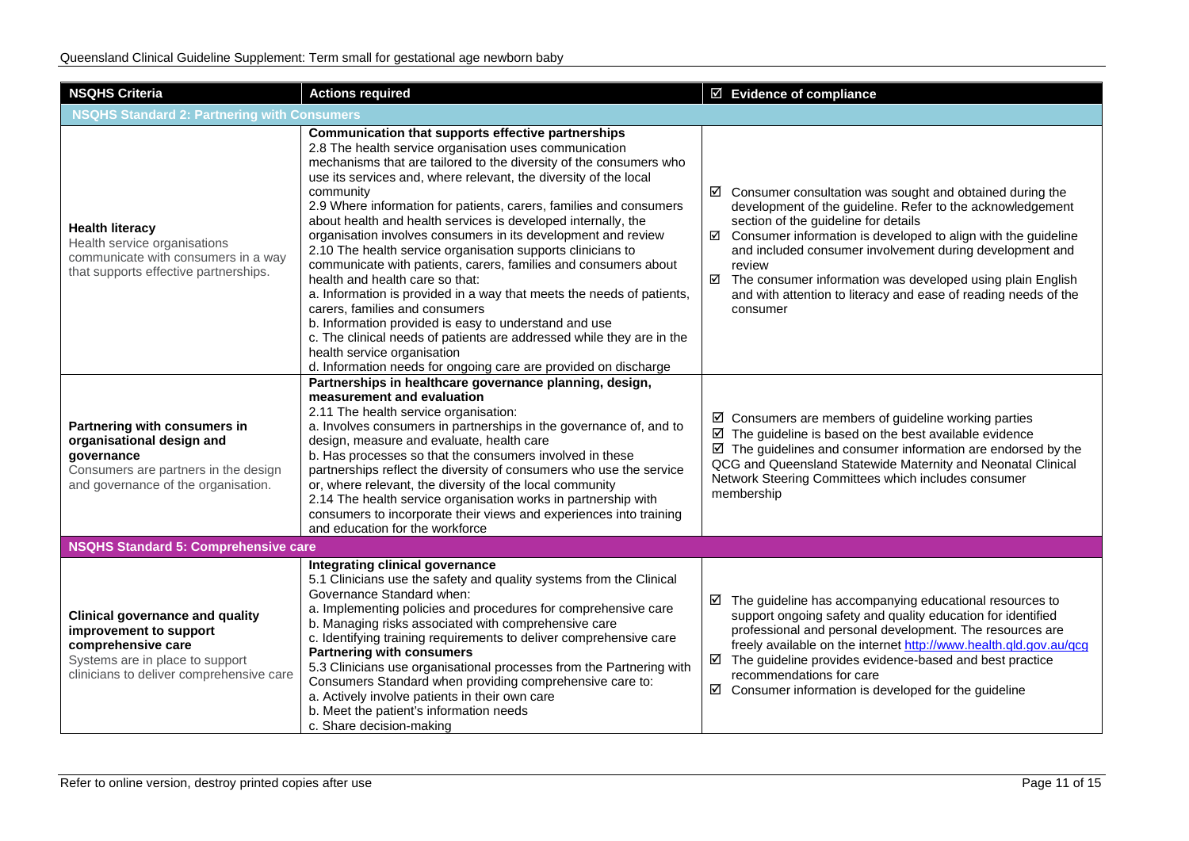| NSQHS Criteria | Actions required | ☑ Evidence of compliance |
|---|---|---|
| **NSQHS Standard 2: Partnering with Consumers** | | |
| **Health literacy**<br>Health service organisations communicate with consumers in a way that supports effective partnerships. | **Communication that supports effective partnerships**<br>2.8 The health service organisation uses communication mechanisms that are tailored to the diversity of the consumers who use its services and, where relevant, the diversity of the local community<br>2.9 Where information for patients, carers, families and consumers about health and health services is developed internally, the organisation involves consumers in its development and review<br>2.10 The health service organisation supports clinicians to communicate with patients, carers, families and consumers about health and health care so that:<br>a. Information is provided in a way that meets the needs of patients, carers, families and consumers<br>b. Information provided is easy to understand and use<br>c. The clinical needs of patients are addressed while they are in the health service organisation<br>d. Information needs for ongoing care are provided on discharge | ☑ Consumer consultation was sought and obtained during the development of the guideline. Refer to the acknowledgement section of the guideline for details<br>☑ Consumer information is developed to align with the guideline and included consumer involvement during development and review<br>☑ The consumer information was developed using plain English and with attention to literacy and ease of reading needs of the consumer |
| **Partnering with consumers in organisational design and governance**<br>Consumers are partners in the design and governance of the organisation. | **Partnerships in healthcare governance planning, design, measurement and evaluation**<br>2.11 The health service organisation:<br>a. Involves consumers in partnerships in the governance of, and to design, measure and evaluate, health care<br>b. Has processes so that the consumers involved in these partnerships reflect the diversity of consumers who use the service or, where relevant, the diversity of the local community<br>2.14 The health service organisation works in partnership with consumers to incorporate their views and experiences into training and education for the workforce | ☑ Consumers are members of guideline working parties<br>☑ The guideline is based on the best available evidence<br>☑ The guidelines and consumer information are endorsed by the QCG and Queensland Statewide Maternity and Neonatal Clinical Network Steering Committees which includes consumer membership |
| **NSQHS Standard 5: Comprehensive care** | | |
| **Clinical governance and quality improvement to support comprehensive care**<br>Systems are in place to support clinicians to deliver comprehensive care | **Integrating clinical governance**<br>5.1 Clinicians use the safety and quality systems from the Clinical Governance Standard when:<br>a. Implementing policies and procedures for comprehensive care<br>b. Managing risks associated with comprehensive care<br>c. Identifying training requirements to deliver comprehensive care<br>**Partnering with consumers**<br>5.3 Clinicians use organisational processes from the Partnering with Consumers Standard when providing comprehensive care to:<br>a. Actively involve patients in their own care<br>b. Meet the patient's information needs<br>c. Share decision-making | ☑ The guideline has accompanying educational resources to support ongoing safety and quality education for identified professional and personal development. The resources are freely available on the internet http://www.health.qld.gov.au/qcg<br>☑ The guideline provides evidence-based and best practice recommendations for care<br>☑ Consumer information is developed for the guideline |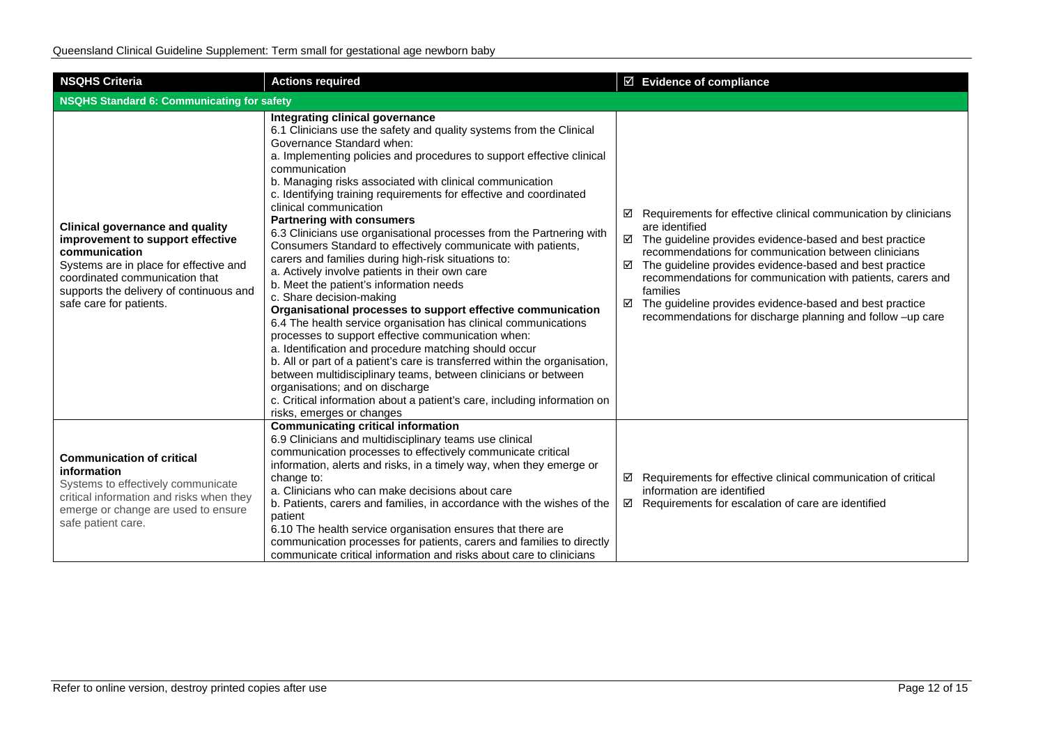| NSQHS Criteria | Actions required | ☑ Evidence of compliance |
|---|---|---|
| **NSQHS Standard 6: Communicating for safety** | | |
| **Clinical governance and quality improvement to support effective communication**<br>Systems are in place for effective and coordinated communication that supports the delivery of continuous and safe care for patients. | **Integrating clinical governance**<br>6.1 Clinicians use the safety and quality systems from the Clinical Governance Standard when:<br>a. Implementing policies and procedures to support effective clinical communication<br>b. Managing risks associated with clinical communication<br>c. Identifying training requirements for effective and coordinated clinical communication<br>**Partnering with consumers**<br>6.3 Clinicians use organisational processes from the Partnering with Consumers Standard to effectively communicate with patients, carers and families during high-risk situations to:<br>a. Actively involve patients in their own care<br>b. Meet the patient's information needs<br>c. Share decision-making<br>**Organisational processes to support effective communication**<br>6.4 The health service organisation has clinical communications processes to support effective communication when:<br>a. Identification and procedure matching should occur<br>b. All or part of a patient's care is transferred within the organisation, between multidisciplinary teams, between clinicians or between organisations; and on discharge<br>c. Critical information about a patient's care, including information on risks, emerges or changes | ☑ Requirements for effective clinical communication by clinicians are identified<br>☑ The guideline provides evidence-based and best practice recommendations for communication between clinicians<br>☑ The guideline provides evidence-based and best practice recommendations for communication with patients, carers and families<br>☑ The guideline provides evidence-based and best practice recommendations for discharge planning and follow –up care |
| **Communication of critical information**<br>Systems to effectively communicate critical information and risks when they emerge or change are used to ensure safe patient care. | **Communicating critical information**<br>6.9 Clinicians and multidisciplinary teams use clinical communication processes to effectively communicate critical information, alerts and risks, in a timely way, when they emerge or change to:<br>a. Clinicians who can make decisions about care<br>b. Patients, carers and families, in accordance with the wishes of the patient<br>6.10 The health service organisation ensures that there are communication processes for patients, carers and families to directly communicate critical information and risks about care to clinicians | ☑ Requirements for effective clinical communication of critical information are identified<br>☑ Requirements for escalation of care are identified |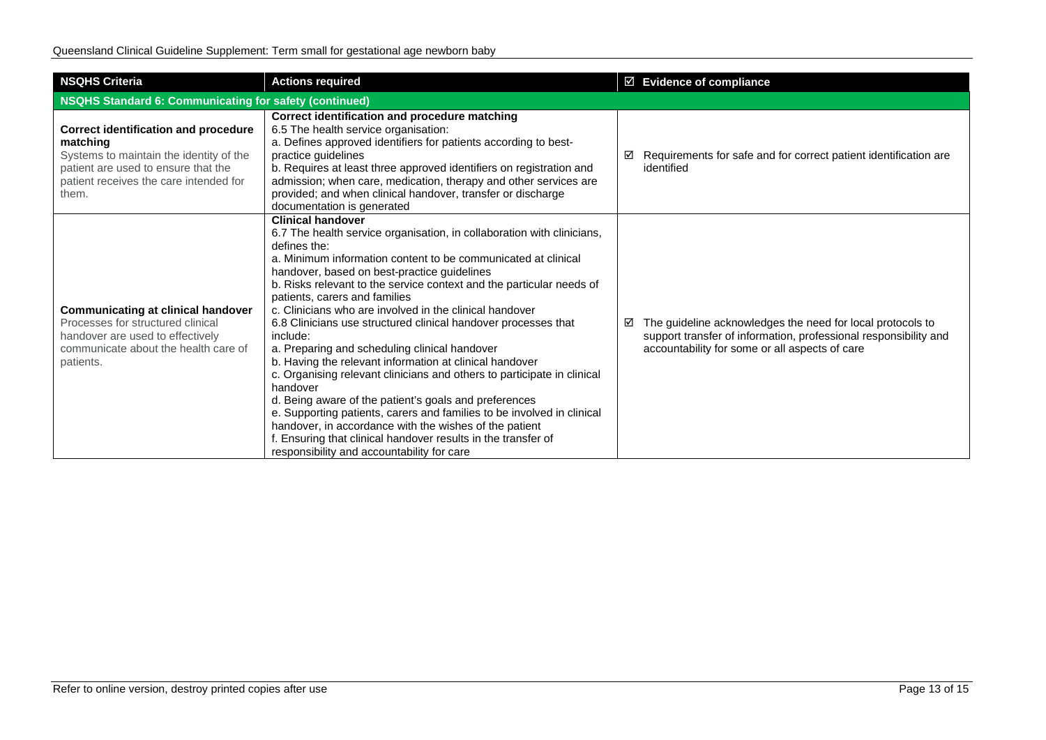| NSQHS Criteria | Actions required | ☑ Evidence of compliance |
|---|---|---|
| **NSQHS Standard 6: Communicating for safety (continued)** | | |
| **Correct identification and procedure matching**<br>Systems to maintain the identity of the patient are used to ensure that the patient receives the care intended for them. | **Correct identification and procedure matching**<br>6.5 The health service organisation:<br>a. Defines approved identifiers for patients according to best-practice guidelines<br>b. Requires at least three approved identifiers on registration and admission; when care, medication, therapy and other services are provided; and when clinical handover, transfer or discharge documentation is generated | ☑ Requirements for safe and for correct patient identification are identified |
| **Communicating at clinical handover**<br>Processes for structured clinical handover are used to effectively communicate about the health care of patients. | **Clinical handover**<br>6.7 The health service organisation, in collaboration with clinicians, defines the:<br>a. Minimum information content to be communicated at clinical handover, based on best-practice guidelines<br>b. Risks relevant to the service context and the particular needs of patients, carers and families<br>c. Clinicians who are involved in the clinical handover<br>6.8 Clinicians use structured clinical handover processes that include:<br>a. Preparing and scheduling clinical handover<br>b. Having the relevant information at clinical handover<br>c. Organising relevant clinicians and others to participate in clinical handover<br>d. Being aware of the patient's goals and preferences<br>e. Supporting patients, carers and families to be involved in clinical handover, in accordance with the wishes of the patient<br>f. Ensuring that clinical handover results in the transfer of responsibility and accountability for care | ☑ The guideline acknowledges the need for local protocols to support transfer of information, professional responsibility and accountability for some or all aspects of care |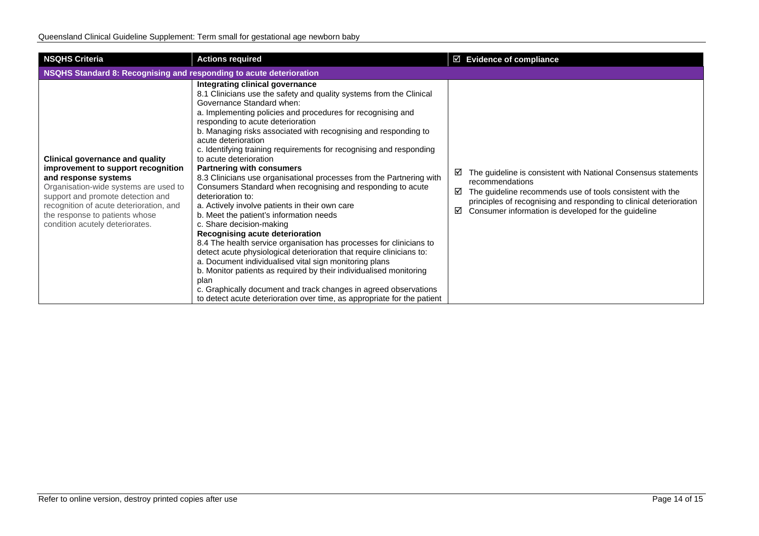| NSQHS Criteria | Actions required | ☑ Evidence of compliance |
| --- | --- | --- |
| **NSQHS Standard 8: Recognising and responding to acute deterioration** | | |
| **Clinical governance and quality improvement to support recognition and response systems**<br>Organisation-wide systems are used to support and promote detection and recognition of acute deterioration, and the response to patients whose condition acutely deteriorates. | **Integrating clinical governance**<br>8.1 Clinicians use the safety and quality systems from the Clinical Governance Standard when:<br>a. Implementing policies and procedures for recognising and responding to acute deterioration<br>b. Managing risks associated with recognising and responding to acute deterioration<br>c. Identifying training requirements for recognising and responding to acute deterioration<br>**Partnering with consumers**<br>8.3 Clinicians use organisational processes from the Partnering with Consumers Standard when recognising and responding to acute deterioration to:<br>a. Actively involve patients in their own care<br>b. Meet the patient's information needs<br>c. Share decision-making<br>**Recognising acute deterioration**<br>8.4 The health service organisation has processes for clinicians to detect acute physiological deterioration that require clinicians to:<br>a. Document individualised vital sign monitoring plans<br>b. Monitor patients as required by their individualised monitoring plan<br>c. Graphically document and track changes in agreed observations to detect acute deterioration over time, as appropriate for the patient | ☑ The guideline is consistent with National Consensus statements recommendations<br>☑ The guideline recommends use of tools consistent with the principles of recognising and responding to clinical deterioration<br>☑ Consumer information is developed for the guideline |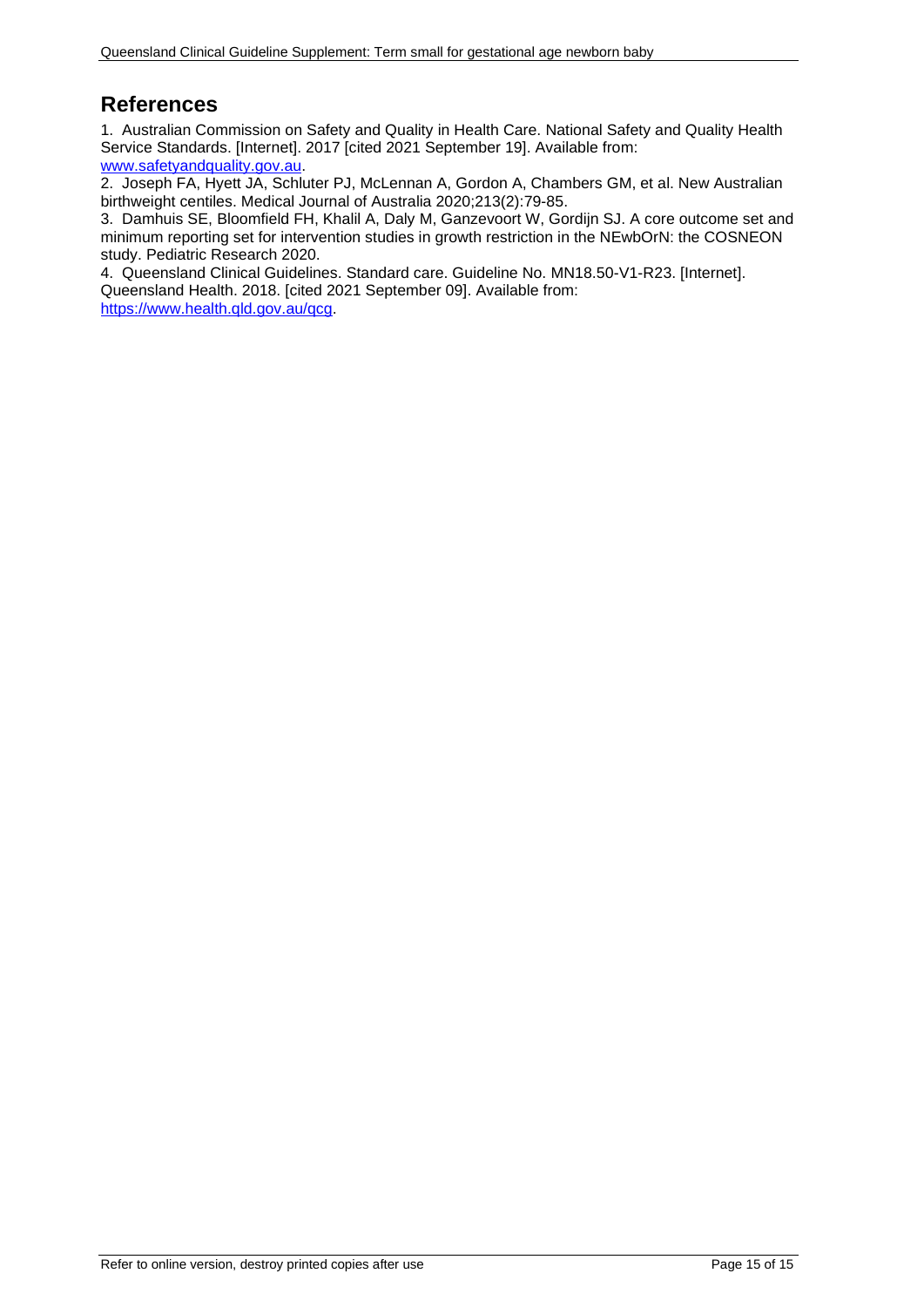## References

1. Australian Commission on Safety and Quality in Health Care. National Safety and Quality Health Service Standards. [Internet]. 2017 [cited 2021 September 19]. Available from: www.safetyandquality.gov.au.
2. Joseph FA, Hyett JA, Schluter PJ, McLennan A, Gordon A, Chambers GM, et al. New Australian birthweight centiles. Medical Journal of Australia 2020;213(2):79-85.
3. Damhuis SE, Bloomfield FH, Khalil A, Daly M, Ganzevoort W, Gordijn SJ. A core outcome set and minimum reporting set for intervention studies in growth restriction in the NEwbOrN: the COSNEON study. Pediatric Research 2020.
4. Queensland Clinical Guidelines. Standard care. Guideline No. MN18.50-V1-R23. [Internet]. Queensland Health. 2018. [cited 2021 September 09]. Available from: https://www.health.qld.gov.au/qcg.